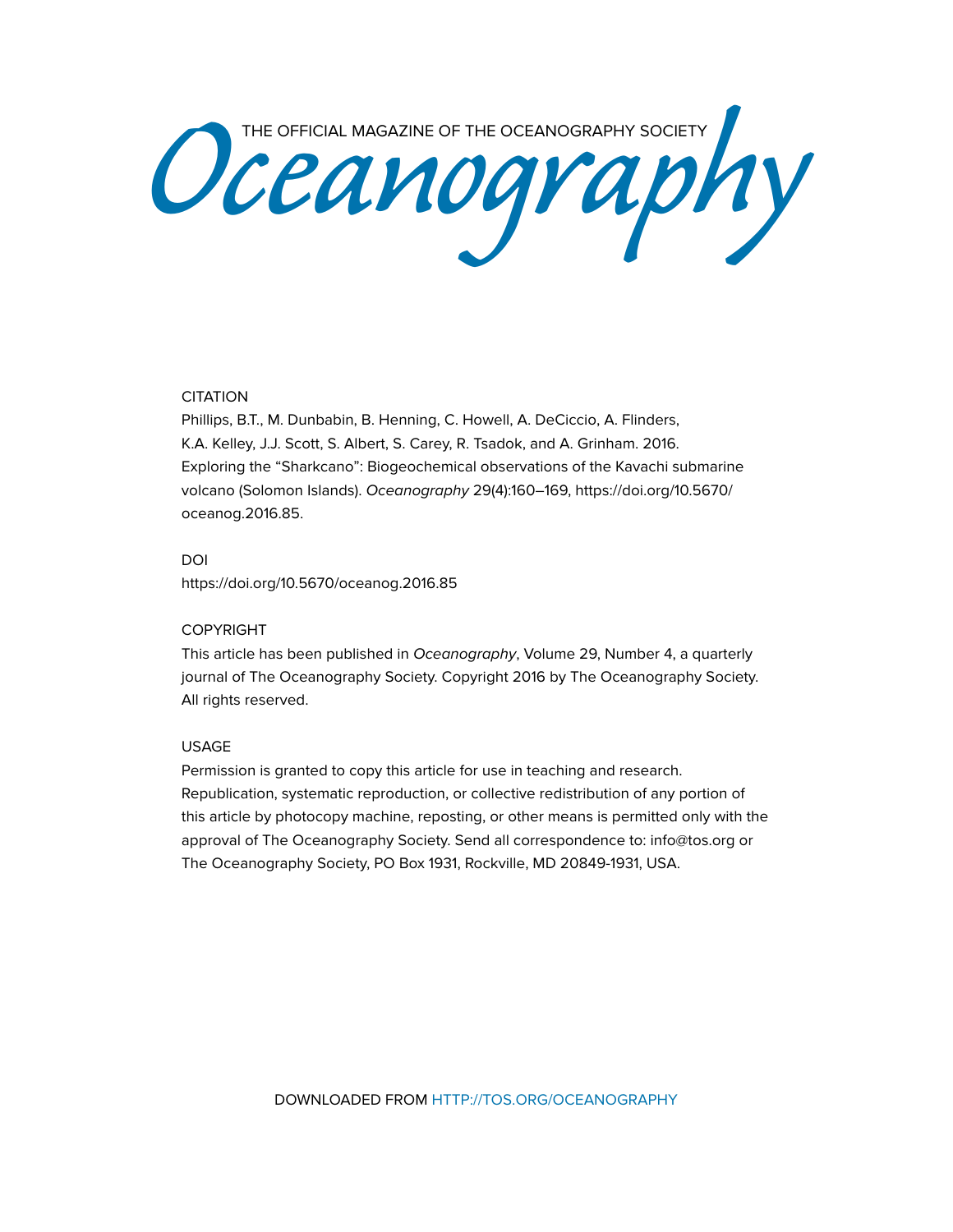THE OFFICIAL MAGAZINE OF THE OCEANOGRAPHY SOCIETY

# Oceanography

CITATION

Phillips, B.T., M. Dunbabin, B. Henning, C. Howell, A. DeCiccio, A. Flinders, K.A. Kelley, J.J. Scott, S. Albert, S. Carey, R. Tsadok, and A. Grinham. 2016. Exploring the "Sharkcano": Biogeochemical observations of the Kavachi submarine volcano (Solomon Islands). *Oceanography* 29(4):160–169, https://doi.org/10.5670/oceanog.2016.85.

DOI

https://doi.org/10.5670/oceanog.2016.85

COPYRIGHT

This article has been published in *Oceanography*, Volume 29, Number 4, a quarterly journal of The Oceanography Society. Copyright 2016 by The Oceanography Society. All rights reserved.

USAGE

Permission is granted to copy this article for use in teaching and research. Republication, systematic reproduction, or collective redistribution of any portion of this article by photocopy machine, reposting, or other means is permitted only with the approval of The Oceanography Society. Send all correspondence to: info@tos.org or The Oceanography Society, PO Box 1931, Rockville, MD 20849-1931, USA.

DOWNLOADED FROM HTTP://TOS.ORG/OCEANOGRAPHY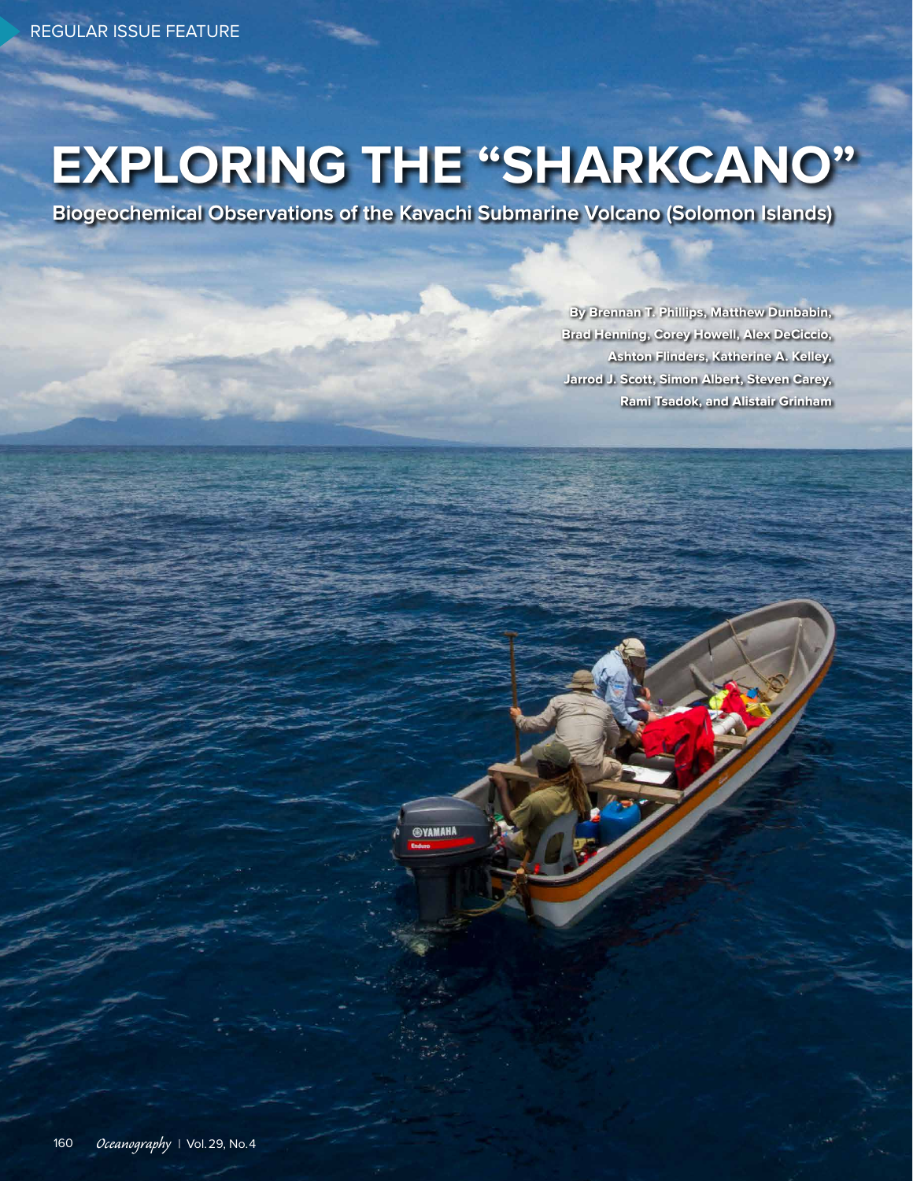REGULAR ISSUE FEATURE

# EXPLORING THE "SHARKCANO"

## Biogeochemical Observations of the Kavachi Submarine Volcano (Solomon Islands)

By Brennan T. Phillips, Matthew Dunbabin, Brad Henning, Corey Howell, Alex DeCiccio, Ashton Flinders, Katherine A. Kelley, Jarrod J. Scott, Simon Albert, Steven Carey, Rami Tsadok, and Alistair Grinham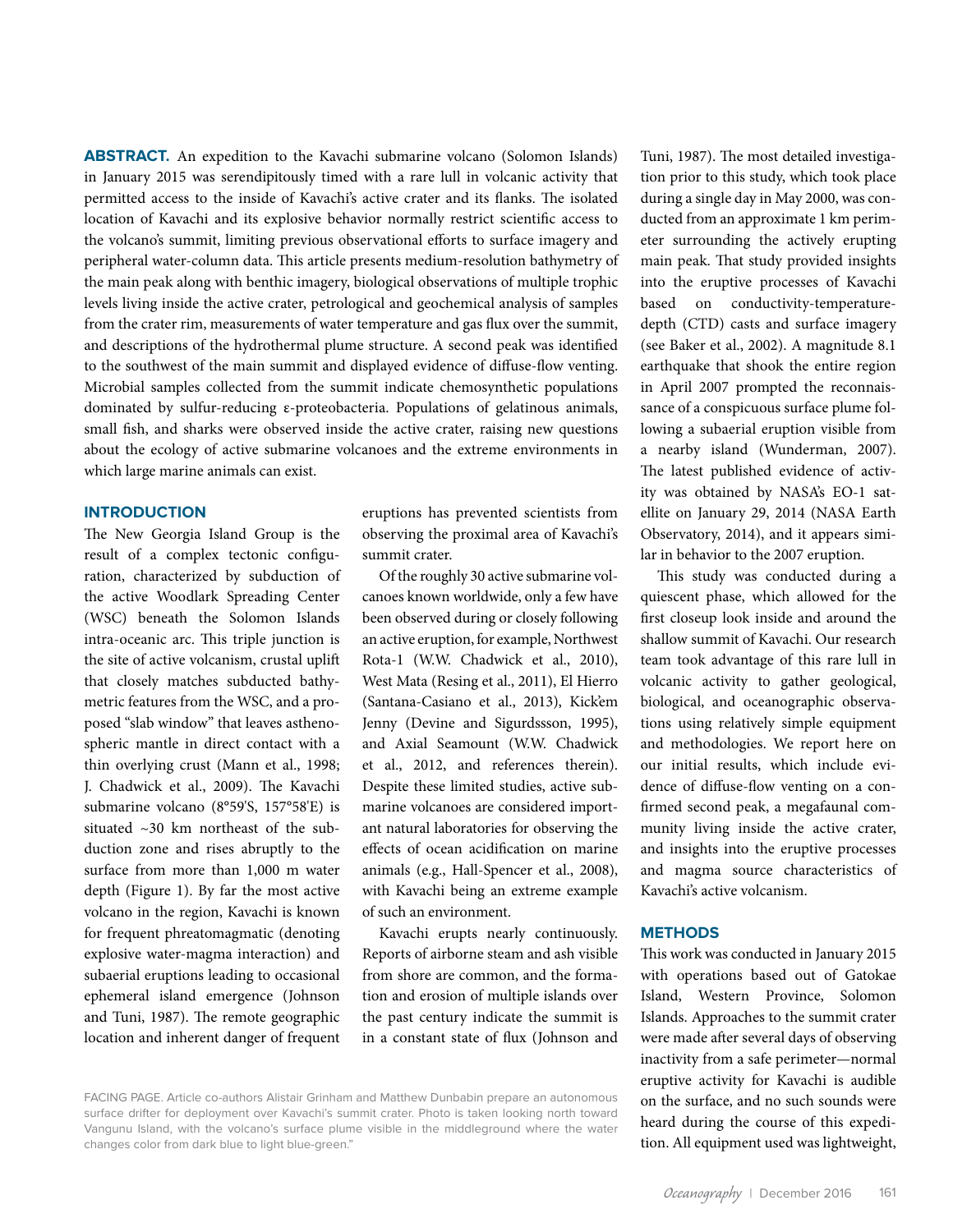**ABSTRACT.** An expedition to the Kavachi submarine volcano (Solomon Islands) in January 2015 was serendipitously timed with a rare lull in volcanic activity that permitted access to the inside of Kavachi's active crater and its flanks. The isolated location of Kavachi and its explosive behavior normally restrict scientific access to the volcano's summit, limiting previous observational efforts to surface imagery and peripheral water-column data. This article presents medium-resolution bathymetry of the main peak along with benthic imagery, biological observations of multiple trophic levels living inside the active crater, petrological and geochemical analysis of samples from the crater rim, measurements of water temperature and gas flux over the summit, and descriptions of the hydrothermal plume structure. A second peak was identified to the southwest of the main summit and displayed evidence of diffuse-flow venting. Microbial samples collected from the summit indicate chemosynthetic populations dominated by sulfur-reducing ε-proteobacteria. Populations of gelatinous animals, small fish, and sharks were observed inside the active crater, raising new questions about the ecology of active submarine volcanoes and the extreme environments in which large marine animals can exist.

## INTRODUCTION

The New Georgia Island Group is the result of a complex tectonic configuration, characterized by subduction of the active Woodlark Spreading Center (WSC) beneath the Solomon Islands intra-oceanic arc. This triple junction is the site of active volcanism, crustal uplift that closely matches subducted bathymetric features from the WSC, and a proposed "slab window" that leaves asthenospheric mantle in direct contact with a thin overlying crust (Mann et al., 1998; J. Chadwick et al., 2009). The Kavachi submarine volcano (8°59'S, 157°58'E) is situated ~30 km northeast of the subduction zone and rises abruptly to the surface from more than 1,000 m water depth (Figure 1). By far the most active volcano in the region, Kavachi is known for frequent phreatomagmatic (denoting explosive water-magma interaction) and subaerial eruptions leading to occasional ephemeral island emergence (Johnson and Tuni, 1987). The remote geographic location and inherent danger of frequent eruptions has prevented scientists from observing the proximal area of Kavachi's summit crater.

Of the roughly 30 active submarine volcanoes known worldwide, only a few have been observed during or closely following an active eruption, for example, Northwest Rota-1 (W.W. Chadwick et al., 2010), West Mata (Resing et al., 2011), El Hierro (Santana-Casiano et al., 2013), Kick'em Jenny (Devine and Sigurdssson, 1995), and Axial Seamount (W.W. Chadwick et al., 2012, and references therein). Despite these limited studies, active submarine volcanoes are considered important natural laboratories for observing the effects of ocean acidification on marine animals (e.g., Hall-Spencer et al., 2008), with Kavachi being an extreme example of such an environment.

Kavachi erupts nearly continuously. Reports of airborne steam and ash visible from shore are common, and the formation and erosion of multiple islands over the past century indicate the summit is in a constant state of flux (Johnson and Tuni, 1987). The most detailed investigation prior to this study, which took place during a single day in May 2000, was conducted from an approximate 1 km perimeter surrounding the actively erupting main peak. That study provided insights into the eruptive processes of Kavachi based on conductivity-temperature-depth (CTD) casts and surface imagery (see Baker et al., 2002). A magnitude 8.1 earthquake that shook the entire region in April 2007 prompted the reconnaissance of a conspicuous surface plume following a subaerial eruption visible from a nearby island (Wunderman, 2007). The latest published evidence of activity was obtained by NASA's EO-1 satellite on January 29, 2014 (NASA Earth Observatory, 2014), and it appears similar in behavior to the 2007 eruption.

This study was conducted during a quiescent phase, which allowed for the first closeup look inside and around the shallow summit of Kavachi. Our research team took advantage of this rare lull in volcanic activity to gather geological, biological, and oceanographic observations using relatively simple equipment and methodologies. We report here on our initial results, which include evidence of diffuse-flow venting on a confirmed second peak, a megafaunal community living inside the active crater, and insights into the eruptive processes and magma source characteristics of Kavachi's active volcanism.

## METHODS

This work was conducted in January 2015 with operations based out of Gatokae Island, Western Province, Solomon Islands. Approaches to the summit crater were made after several days of observing inactivity from a safe perimeter—normal eruptive activity for Kavachi is audible on the surface, and no such sounds were heard during the course of this expedition. All equipment used was lightweight,

FACING PAGE. Article co-authors Alistair Grinham and Matthew Dunbabin prepare an autonomous surface drifter for deployment over Kavachi's summit crater. Photo is taken looking north toward Vangunu Island, with the volcano's surface plume visible in the middleground where the water changes color from dark blue to light blue-green."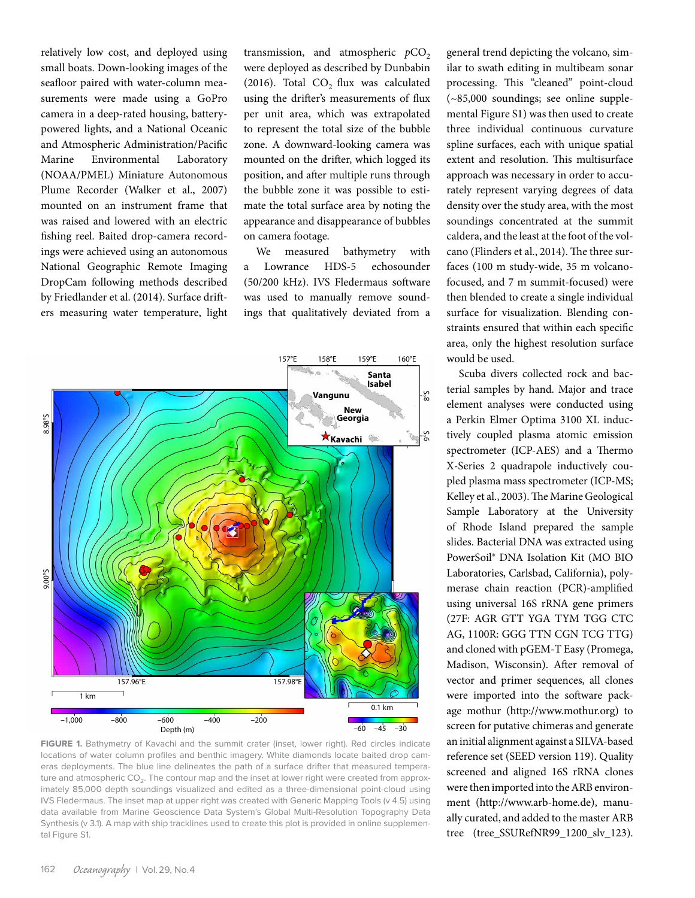relatively low cost, and deployed using small boats. Down-looking images of the seafloor paired with water-column measurements were made using a GoPro camera in a deep-rated housing, battery-powered lights, and a National Oceanic and Atmospheric Administration/Pacific Marine Environmental Laboratory (NOAA/PMEL) Miniature Autonomous Plume Recorder (Walker et al., 2007) mounted on an instrument frame that was raised and lowered with an electric fishing reel. Baited drop-camera recordings were achieved using an autonomous National Geographic Remote Imaging DropCam following methods described by Friedlander et al. (2014). Surface drifters measuring water temperature, light transmission, and atmospheric $pCO_2$ were deployed as described by Dunbabin (2016). Total $CO_2$ flux was calculated using the drifter's measurements of flux per unit area, which was extrapolated to represent the total size of the bubble zone. A downward-looking camera was mounted on the drifter, which logged its position, and after multiple runs through the bubble zone it was possible to estimate the total surface area by noting the appearance and disappearance of bubbles on camera footage.

We measured bathymetry with a Lowrance HDS-5 echosounder (50/200 kHz). IVS Fledermaus software was used to manually remove soundings that qualitatively deviated from a general trend depicting the volcano, similar to swath editing in multibeam sonar processing. This "cleaned" point-cloud (~85,000 soundings; see online supplemental Figure S1) was then used to create three individual continuous curvature spline surfaces, each with unique spatial extent and resolution. This multisurface approach was necessary in order to accurately represent varying degrees of data density over the study area, with the most soundings concentrated at the summit caldera, and the least at the foot of the volcano (Flinders et al., 2014). The three surfaces (100 m study-wide, 35 m volcano-focused, and 7 m summit-focused) were then blended to create a single individual surface for visualization. Blending constraints ensured that within each specific area, only the highest resolution surface would be used.

FIGURE 1. Bathymetry of Kavachi and the summit crater (inset, lower right). Red circles indicate locations of water column profiles and benthic imagery. White diamonds locate baited drop cameras deployments. The blue line delineates the path of a surface drifter that measured temperature and atmospheric $CO_2$. The contour map and the inset at lower right were created from approximately 85,000 depth soundings visualized and edited as a three-dimensional point-cloud using IVS Fledermaus. The inset map at upper right was created with Generic Mapping Tools (v 4.5) using data available from Marine Geoscience Data System's Global Multi-Resolution Topography Data Synthesis (v 3.1). A map with ship tracklines used to create this plot is provided in online supplemental Figure S1.

Scuba divers collected rock and bacterial samples by hand. Major and trace element analyses were conducted using a Perkin Elmer Optima 3100 XL inductively coupled plasma atomic emission spectrometer (ICP-AES) and a Thermo X-Series 2 quadrapole inductively coupled plasma mass spectrometer (ICP-MS; Kelley et al., 2003). The Marine Geological Sample Laboratory at the University of Rhode Island prepared the sample slides. Bacterial DNA was extracted using PowerSoil® DNA Isolation Kit (MO BIO Laboratories, Carlsbad, California), polymerase chain reaction (PCR)-amplified using universal 16S rRNA gene primers (27F: AGR GTT YGA TYM TGG CTC AG, 1100R: GGG TTN CGN TCG TTG) and cloned with pGEM-T Easy (Promega, Madison, Wisconsin). After removal of vector and primer sequences, all clones were imported into the software package mothur (http://www.mothur.org) to screen for putative chimeras and generate an initial alignment against a SILVA-based reference set (SEED version 119). Quality screened and aligned 16S rRNA clones were then imported into the ARB environment (http://www.arb-home.de), manually curated, and added to the master ARB tree (tree_SSURefNR99_1200_slv_123).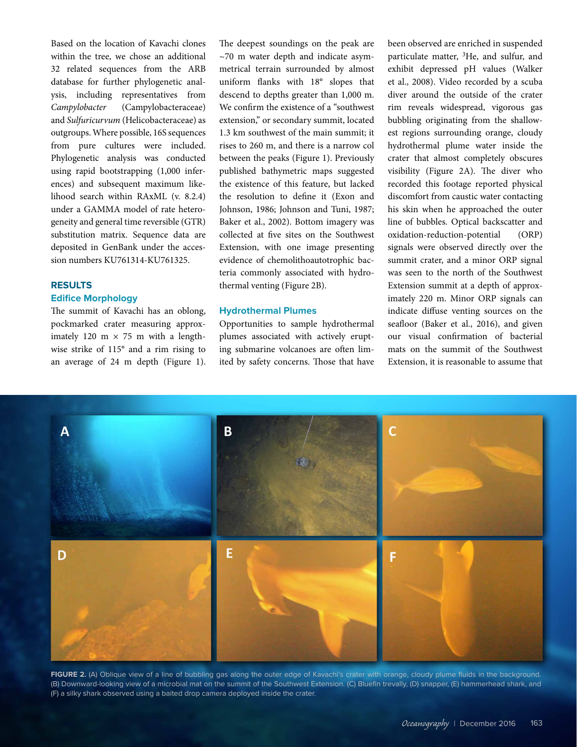Based on the location of Kavachi clones within the tree, we chose an additional 32 related sequences from the ARB database for further phylogenetic analysis, including representatives from *Campylobacter* (Campylobacteraceae) and *Sulfuricurvum* (Helicobacteraceae) as outgroups. Where possible, 16S sequences from pure cultures were included. Phylogenetic analysis was conducted using rapid bootstrapping (1,000 inferences) and subsequent maximum likelihood search within RAxML (v. 8.2.4) under a GAMMA model of rate heterogeneity and general time reversible (GTR) substitution matrix. Sequence data are deposited in GenBank under the accession numbers KU761314-KU761325.

## RESULTS

### Edifice Morphology

The summit of Kavachi has an oblong, pockmarked crater measuring approximately 120 m × 75 m with a lengthwise strike of 115° and a rim rising to an average of 24 m depth (Figure 1). The deepest soundings on the peak are ~70 m water depth and indicate asymmetrical terrain surrounded by almost uniform flanks with 18° slopes that descend to depths greater than 1,000 m. We confirm the existence of a "southwest extension," or secondary summit, located 1.3 km southwest of the main summit; it rises to 260 m, and there is a narrow col between the peaks (Figure 1). Previously published bathymetric maps suggested the existence of this feature, but lacked the resolution to define it (Exon and Johnson, 1986; Johnson and Tuni, 1987; Baker et al., 2002). Bottom imagery was collected at five sites on the Southwest Extension, with one image presenting evidence of chemolithoautotrophic bacteria commonly associated with hydrothermal venting (Figure 2B).

### Hydrothermal Plumes

Opportunities to sample hydrothermal plumes associated with actively erupting submarine volcanoes are often limited by safety concerns. Those that have been observed are enriched in suspended particulate matter, $^3$He, and sulfur, and exhibit depressed pH values (Walker et al., 2008). Video recorded by a scuba diver around the outside of the crater rim reveals widespread, vigorous gas bubbling originating from the shallowest regions surrounding orange, cloudy hydrothermal plume water inside the crater that almost completely obscures visibility (Figure 2A). The diver who recorded this footage reported physical discomfort from caustic water contacting his skin when he approached the outer line of bubbles. Optical backscatter and oxidation-reduction-potential (ORP) signals were observed directly over the summit crater, and a minor ORP signal was seen to the north of the Southwest Extension summit at a depth of approximately 220 m. Minor ORP signals can indicate diffuse venting sources on the seafloor (Baker et al., 2016), and given our visual confirmation of bacterial mats on the summit of the Southwest Extension, it is reasonable to assume that

**FIGURE 2.** (A) Oblique view of a line of bubbling gas along the outer edge of Kavachi's crater with orange, cloudy plume fluids in the background. (B) Downward-looking view of a microbial mat on the summit of the Southwest Extension. (C) Bluefin trevally, (D) snapper, (E) hammerhead shark, and (F) a silky shark observed using a baited drop camera deployed inside the crater.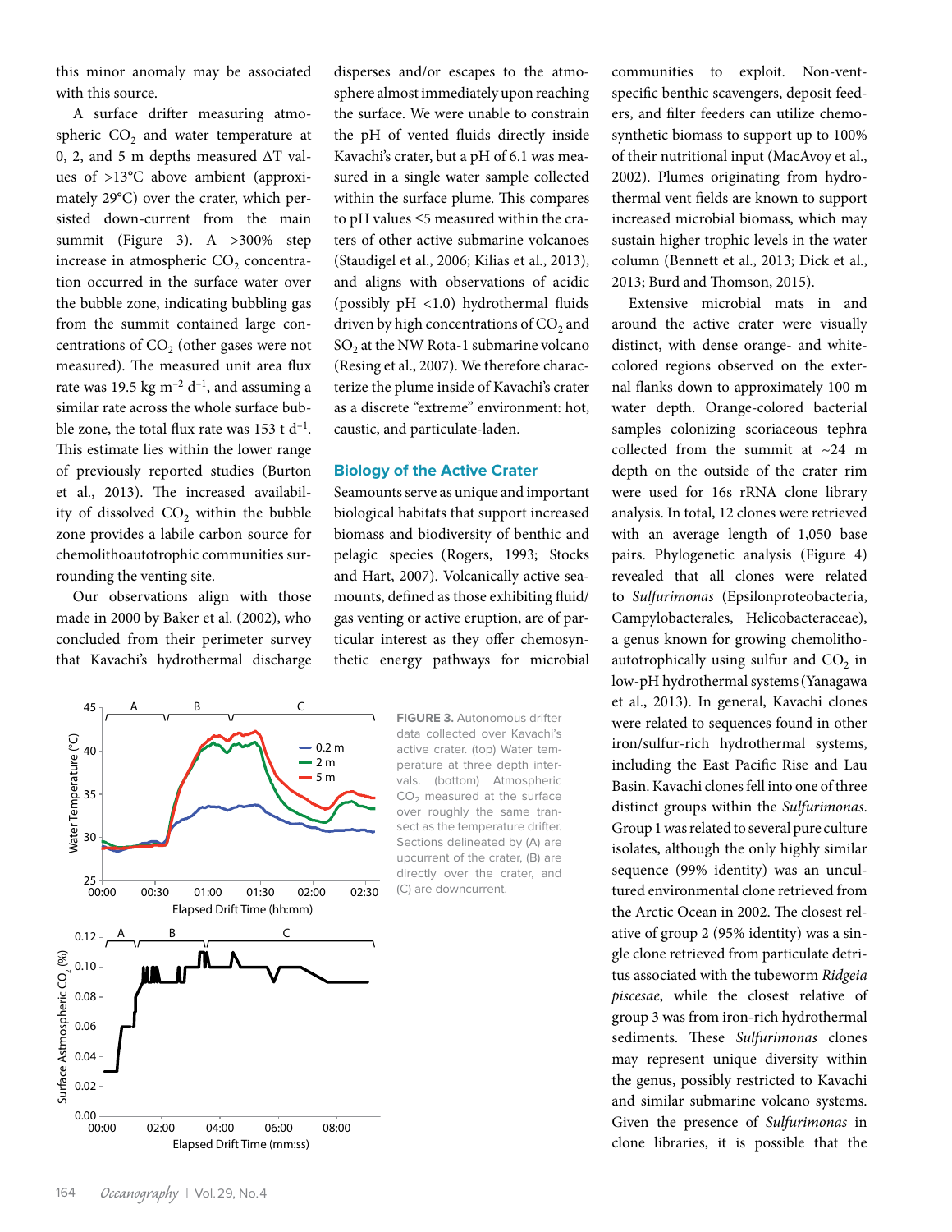this minor anomaly may be associated with this source.

A surface drifter measuring atmospheric $CO_2$ and water temperature at 0, 2, and 5 m depths measured ΔT values of >13°C above ambient (approximately 29°C) over the crater, which persisted down-current from the main summit (Figure 3). A >300% step increase in atmospheric $CO_2$ concentration occurred in the surface water over the bubble zone, indicating bubbling gas from the summit contained large concentrations of $CO_2$ (other gases were not measured). The measured unit area flux rate was 19.5 kg $m^{-2}$ $d^{-1}$, and assuming a similar rate across the whole surface bubble zone, the total flux rate was 153 t $d^{-1}$. This estimate lies within the lower range of previously reported studies (Burton et al., 2013). The increased availability of dissolved $CO_2$ within the bubble zone provides a labile carbon source for chemolithoautotrophic communities surrounding the venting site.

Our observations align with those made in 2000 by Baker et al. (2002), who concluded from their perimeter survey that Kavachi's hydrothermal discharge disperses and/or escapes to the atmosphere almost immediately upon reaching the surface. We were unable to constrain the pH of vented fluids directly inside Kavachi's crater, but a pH of 6.1 was measured in a single water sample collected within the surface plume. This compares to pH values ≤5 measured within the craters of other active submarine volcanoes (Staudigel et al., 2006; Kilias et al., 2013), and aligns with observations of acidic (possibly pH <1.0) hydrothermal fluids driven by high concentrations of $CO_2$ and $SO_2$ at the NW Rota-1 submarine volcano (Resing et al., 2007). We therefore characterize the plume inside of Kavachi's crater as a discrete "extreme" environment: hot, caustic, and particulate-laden.

## Biology of the Active Crater

Seamounts serve as unique and important biological habitats that support increased biomass and biodiversity of benthic and pelagic species (Rogers, 1993; Stocks and Hart, 2007). Volcanically active seamounts, defined as those exhibiting fluid/gas venting or active eruption, are of particular interest as they offer chemosynthetic energy pathways for microbial communities to exploit. Non-vent-specific benthic scavengers, deposit feeders, and filter feeders can utilize chemosynthetic biomass to support up to 100% of their nutritional input (MacAvoy et al., 2002). Plumes originating from hydrothermal vent fields are known to support increased microbial biomass, which may sustain higher trophic levels in the water column (Bennett et al., 2013; Dick et al., 2013; Burd and Thomson, 2015).

Extensive microbial mats in and around the active crater were visually distinct, with dense orange- and white-colored regions observed on the external flanks down to approximately 100 m water depth. Orange-colored bacterial samples colonizing scoriaceous tephra collected from the summit at ~24 m depth on the outside of the crater rim were used for 16s rRNA clone library analysis. In total, 12 clones were retrieved with an average length of 1,050 base pairs. Phylogenetic analysis (Figure 4) revealed that all clones were related to *Sulfurimonas* (Epsilonproteobacteria, Campylobacterales, Helicobacteraceae), a genus known for growing chemolithoautotrophically using sulfur and $CO_2$ in low-pH hydrothermal systems (Yanagawa et al., 2013). In general, Kavachi clones were related to sequences found in other iron/sulfur-rich hydrothermal systems, including the East Pacific Rise and Lau Basin. Kavachi clones fell into one of three distinct groups within the *Sulfurimonas*. Group 1 was related to several pure culture isolates, although the only highly similar sequence (99% identity) was an uncultured environmental clone retrieved from the Arctic Ocean in 2002. The closest relative of group 2 (95% identity) was a single clone retrieved from particulate detritus associated with the tubeworm *Ridgeia piscesae*, while the closest relative of group 3 was from iron-rich hydrothermal sediments. These *Sulfurimonas* clones may represent unique diversity within the genus, possibly restricted to Kavachi and similar submarine volcano systems. Given the presence of *Sulfurimonas* in clone libraries, it is possible that the

**FIGURE 3.** Autonomous drifter data collected over Kavachi's active crater. (top) Water temperature at three depth intervals. (bottom) Atmospheric $CO_2$ measured at the surface over roughly the same transect as the temperature drifter. Sections delineated by (A) are upcurrent of the crater, (B) are directly over the crater, and (C) are downcurrent.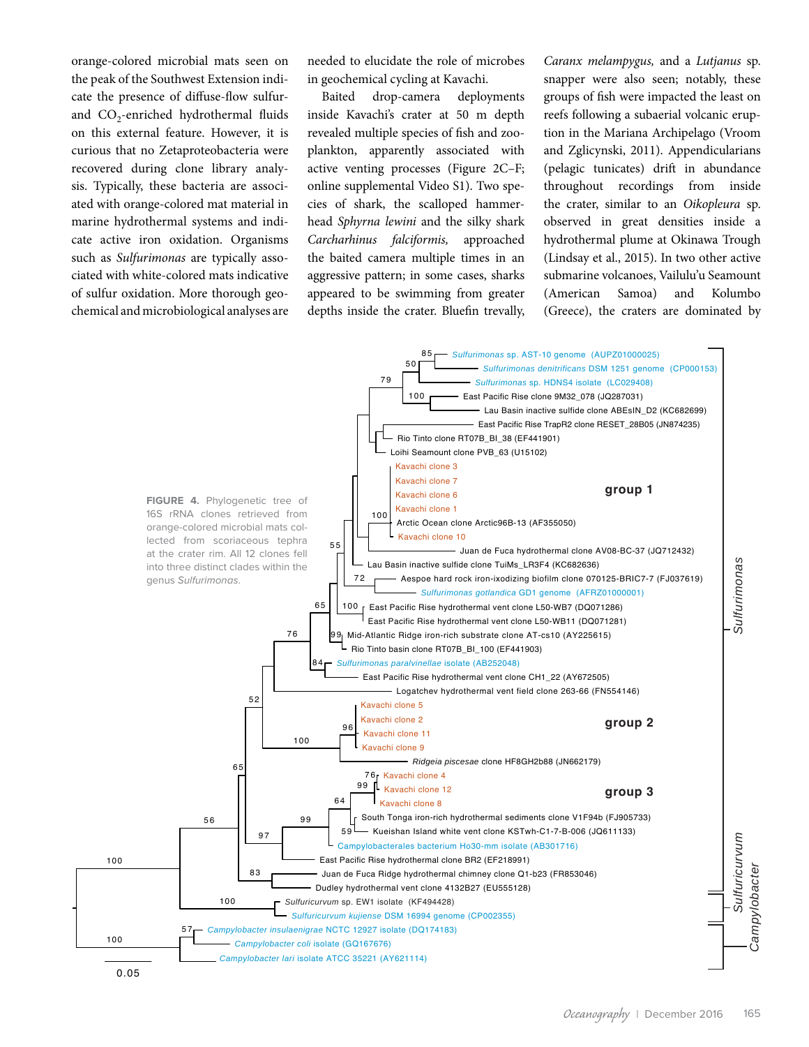orange-colored microbial mats seen on the peak of the Southwest Extension indicate the presence of diffuse-flow sulfur- and $CO_2$-enriched hydrothermal fluids on this external feature. However, it is curious that no Zetaproteobacteria were recovered during clone library analysis. Typically, these bacteria are associated with orange-colored mat material in marine hydrothermal systems and indicate active iron oxidation. Organisms such as *Sulfurimonas* are typically associated with white-colored mats indicative of sulfur oxidation. More thorough geochemical and microbiological analyses are needed to elucidate the role of microbes in geochemical cycling at Kavachi.

Baited drop-camera deployments inside Kavachi's crater at 50 m depth revealed multiple species of fish and zooplankton, apparently associated with active venting processes (Figure 2C–F; online supplemental Video S1). Two species of shark, the scalloped hammerhead *Sphyrna lewini* and the silky shark *Carcharhinus falciformis,* approached the baited camera multiple times in an aggressive pattern; in some cases, sharks appeared to be swimming from greater depths inside the crater. Bluefin trevally, *Caranx melampygus,* and a *Lutjanus* sp. snapper were also seen; notably, these groups of fish were impacted the least on reefs following a subaerial volcanic eruption in the Mariana Archipelago (Vroom and Zglicynski, 2011). Appendicularians (pelagic tunicates) drift in abundance throughout recordings from inside the crater, similar to an *Oikopleura* sp. observed in great densities inside a hydrothermal plume at Okinawa Trough (Lindsay et al., 2015). In two other active submarine volcanoes, Vailulu'u Seamount (American Samoa) and Kolumbo (Greece), the craters are dominated by

**FIGURE 4.** Phylogenetic tree of 16S rRNA clones retrieved from orange-colored microbial mats collected from scoriaceous tephra at the crater rim. All 12 clones fell into three distinct clades within the genus *Sulfurimonas*.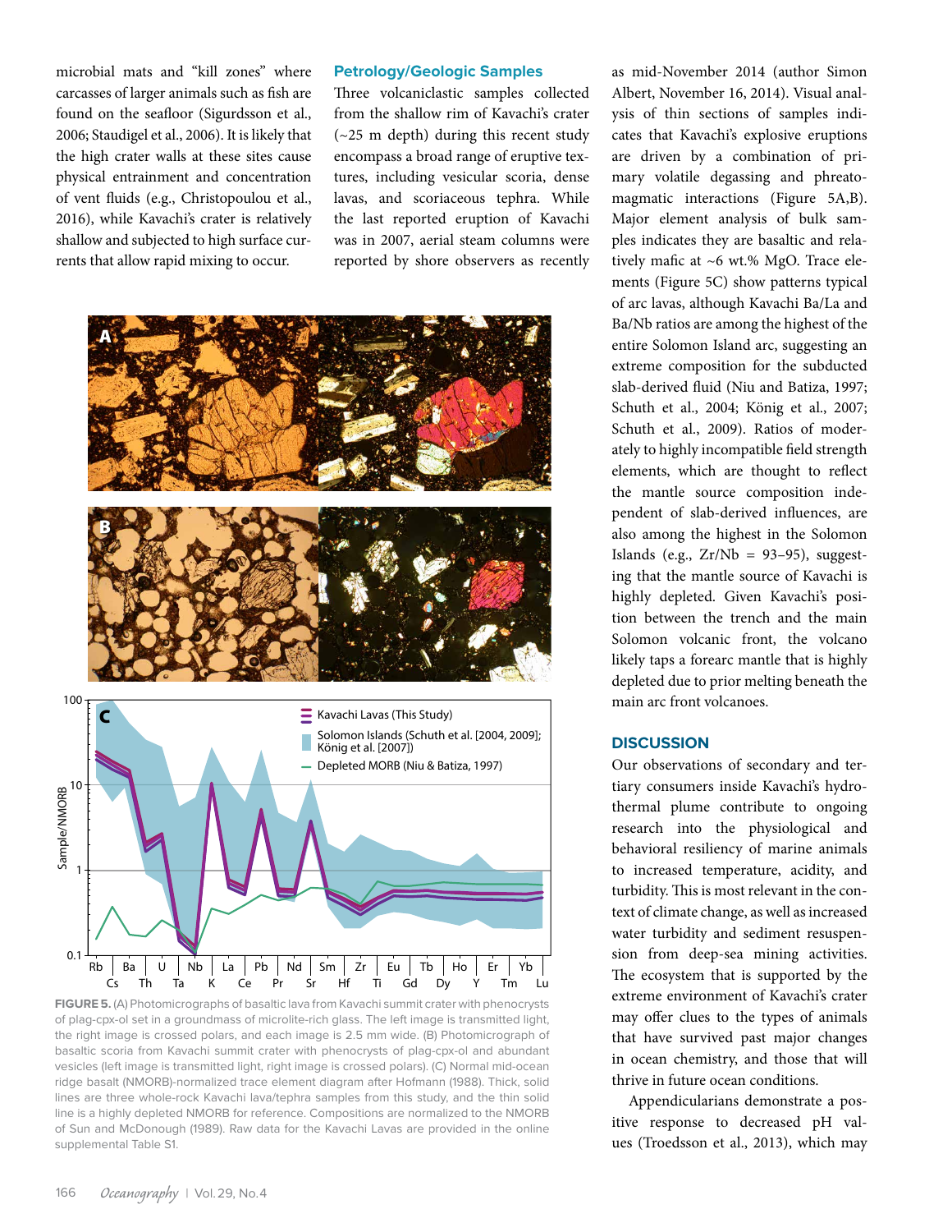microbial mats and "kill zones" where carcasses of larger animals such as fish are found on the seafloor (Sigurdsson et al., 2006; Staudigel et al., 2006). It is likely that the high crater walls at these sites cause physical entrainment and concentration of vent fluids (e.g., Christopoulou et al., 2016), while Kavachi's crater is relatively shallow and subjected to high surface currents that allow rapid mixing to occur.

### Petrology/Geologic Samples

Three volcaniclastic samples collected from the shallow rim of Kavachi's crater (~25 m depth) during this recent study encompass a broad range of eruptive textures, including vesicular scoria, dense lavas, and scoriaceous tephra. While the last reported eruption of Kavachi was in 2007, aerial steam columns were reported by shore observers as recently as mid-November 2014 (author Simon Albert, November 16, 2014). Visual analysis of thin sections of samples indicates that Kavachi's explosive eruptions are driven by a combination of primary volatile degassing and phreatomagmatic interactions (Figure 5A,B). Major element analysis of bulk samples indicates they are basaltic and relatively mafic at ~6 wt.% MgO. Trace elements (Figure 5C) show patterns typical of arc lavas, although Kavachi Ba/La and Ba/Nb ratios are among the highest of the entire Solomon Island arc, suggesting an extreme composition for the subducted slab-derived fluid (Niu and Batiza, 1997; Schuth et al., 2004; König et al., 2007; Schuth et al., 2009). Ratios of moderately to highly incompatible field strength elements, which are thought to reflect the mantle source composition independent of slab-derived influences, are also among the highest in the Solomon Islands (e.g., Zr/Nb = 93–95), suggesting that the mantle source of Kavachi is highly depleted. Given Kavachi's position between the trench and the main Solomon volcanic front, the volcano likely taps a forearc mantle that is highly depleted due to prior melting beneath the main arc front volcanoes.

**FIGURE 5.** (A) Photomicrographs of basaltic lava from Kavachi summit crater with phenocrysts of plag-cpx-ol set in a groundmass of microlite-rich glass. The left image is transmitted light, the right image is crossed polars, and each image is 2.5 mm wide. (B) Photomicrograph of basaltic scoria from Kavachi summit crater with phenocrysts of plag-cpx-ol and abundant vesicles (left image is transmitted light, right image is crossed polars). (C) Normal mid-ocean ridge basalt (NMORB)-normalized trace element diagram after Hofmann (1988). Thick, solid lines are three whole-rock Kavachi lava/tephra samples from this study, and the thin solid line is a highly depleted NMORB for reference. Compositions are normalized to the NMORB of Sun and McDonough (1989). Raw data for the Kavachi Lavas are provided in the online supplemental Table S1.

## DISCUSSION

Our observations of secondary and tertiary consumers inside Kavachi's hydrothermal plume contribute to ongoing research into the physiological and behavioral resiliency of marine animals to increased temperature, acidity, and turbidity. This is most relevant in the context of climate change, as well as increased water turbidity and sediment resuspension from deep-sea mining activities. The ecosystem that is supported by the extreme environment of Kavachi's crater may offer clues to the types of animals that have survived past major changes in ocean chemistry, and those that will thrive in future ocean conditions.

Appendicularians demonstrate a positive response to decreased pH values (Troedsson et al., 2013), which may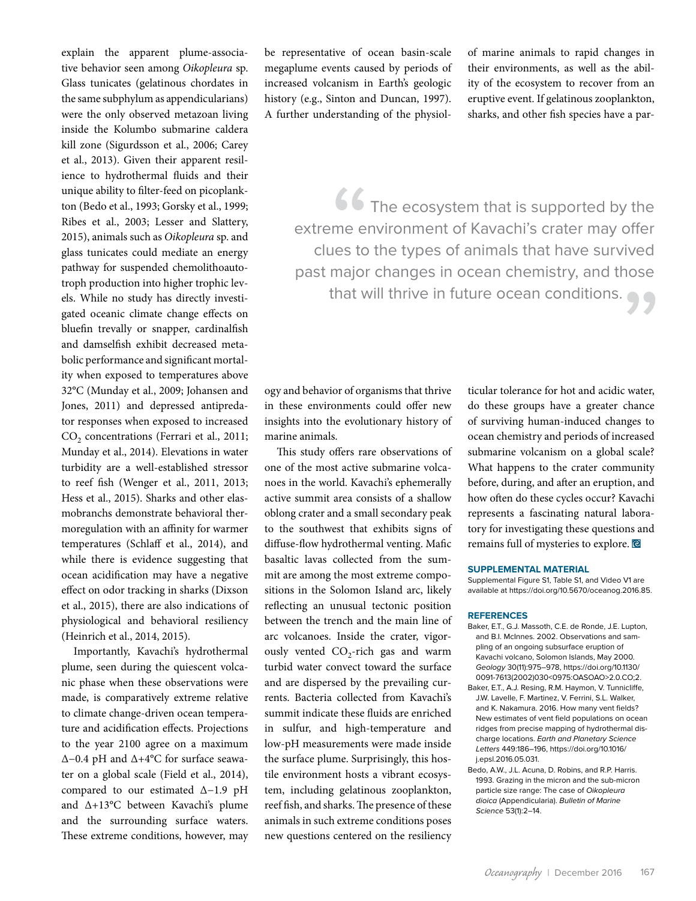explain the apparent plume-associative behavior seen among *Oikopleura* sp. Glass tunicates (gelatinous chordates in the same subphylum as appendicularians) were the only observed metazoan living inside the Kolumbo submarine caldera kill zone (Sigurdsson et al., 2006; Carey et al., 2013). Given their apparent resilience to hydrothermal fluids and their unique ability to filter-feed on picoplankton (Bedo et al., 1993; Gorsky et al., 1999; Ribes et al., 2003; Lesser and Slattery, 2015), animals such as *Oikopleura* sp. and glass tunicates could mediate an energy pathway for suspended chemolithoautotroph production into higher trophic levels. While no study has directly investigated oceanic climate change effects on bluefin trevally or snapper, cardinalfish and damselfish exhibit decreased metabolic performance and significant mortality when exposed to temperatures above 32°C (Munday et al., 2009; Johansen and Jones, 2011) and depressed antipredator responses when exposed to increased $CO_2$ concentrations (Ferrari et al., 2011; Munday et al., 2014). Elevations in water turbidity are a well-established stressor to reef fish (Wenger et al., 2011, 2013; Hess et al., 2015). Sharks and other elasmobranchs demonstrate behavioral thermoregulation with an affinity for warmer temperatures (Schlaff et al., 2014), and while there is evidence suggesting that ocean acidification may have a negative effect on odor tracking in sharks (Dixson et al., 2015), there are also indications of physiological and behavioral resiliency (Heinrich et al., 2014, 2015).

Importantly, Kavachi's hydrothermal plume, seen during the quiescent volcanic phase when these observations were made, is comparatively extreme relative to climate change-driven ocean temperature and acidification effects. Projections to the year 2100 agree on a maximum $\Delta$−0.4 pH and $\Delta$+4°C for surface seawater on a global scale (Field et al., 2014), compared to our estimated $\Delta$−1.9 pH and $\Delta$+13°C between Kavachi's plume and the surrounding surface waters. These extreme conditions, however, may be representative of ocean basin-scale megaplume events caused by periods of increased volcanism in Earth's geologic history (e.g., Sinton and Duncan, 1997). A further understanding of the physiology and behavior of organisms that thrive in these environments could offer new insights into the evolutionary history of marine animals.

> "The ecosystem that is supported by the extreme environment of Kavachi's crater may offer clues to the types of animals that have survived past major changes in ocean chemistry, and those that will thrive in future ocean conditions."

This study offers rare observations of one of the most active submarine volcanoes in the world. Kavachi's ephemerally active summit area consists of a shallow oblong crater and a small secondary peak to the southwest that exhibits signs of diffuse-flow hydrothermal venting. Mafic basaltic lavas collected from the summit are among the most extreme compositions in the Solomon Island arc, likely reflecting an unusual tectonic position between the trench and the main line of arc volcanoes. Inside the crater, vigorously vented $CO_2$-rich gas and warm turbid water convect toward the surface and are dispersed by the prevailing currents. Bacteria collected from Kavachi's summit indicate these fluids are enriched in sulfur, and high-temperature and low-pH measurements were made inside the surface plume. Surprisingly, this hostile environment hosts a vibrant ecosystem, including gelatinous zooplankton, reef fish, and sharks. The presence of these animals in such extreme conditions poses new questions centered on the resiliency of marine animals to rapid changes in their environments, as well as the ability of the ecosystem to recover from an eruptive event. If gelatinous zooplankton, sharks, and other fish species have a particular tolerance for hot and acidic water, do these groups have a greater chance of surviving human-induced changes to ocean chemistry and periods of increased submarine volcanism on a global scale? What happens to the crater community before, during, and after an eruption, and how often do these cycles occur? Kavachi represents a fascinating natural laboratory for investigating these questions and remains full of mysteries to explore.

## SUPPLEMENTAL MATERIAL

Supplemental Figure S1, Table S1, and Video V1 are available at https://doi.org/10.5670/oceanog.2016.85.

## REFERENCES

Baker, E.T., G.J. Massoth, C.E. de Ronde, J.E. Lupton, and B.I. McInnes. 2002. Observations and sampling of an ongoing subsurface eruption of Kavachi volcano, Solomon Islands, May 2000. *Geology* 30(11):975–978, https://doi.org/10.1130/0091-7613(2002)030<0975:OASOAO>2.0.CO;2.

Baker, E.T., A.J. Resing, R.M. Haymon, V. Tunnicliffe, J.W. Lavelle, F. Martinez, V. Ferrini, S.L. Walker, and K. Nakamura. 2016. How many vent fields? New estimates of vent field populations on ocean ridges from precise mapping of hydrothermal discharge locations. *Earth and Planetary Science Letters* 449:186–196, https://doi.org/10.1016/j.epsl.2016.05.031.

Bedo, A.W., J.L. Acuna, D. Robins, and R.P. Harris. 1993. Grazing in the micron and the sub-micron particle size range: The case of *Oikopleura dioica* (Appendicularia). *Bulletin of Marine Science* 53(1):2–14.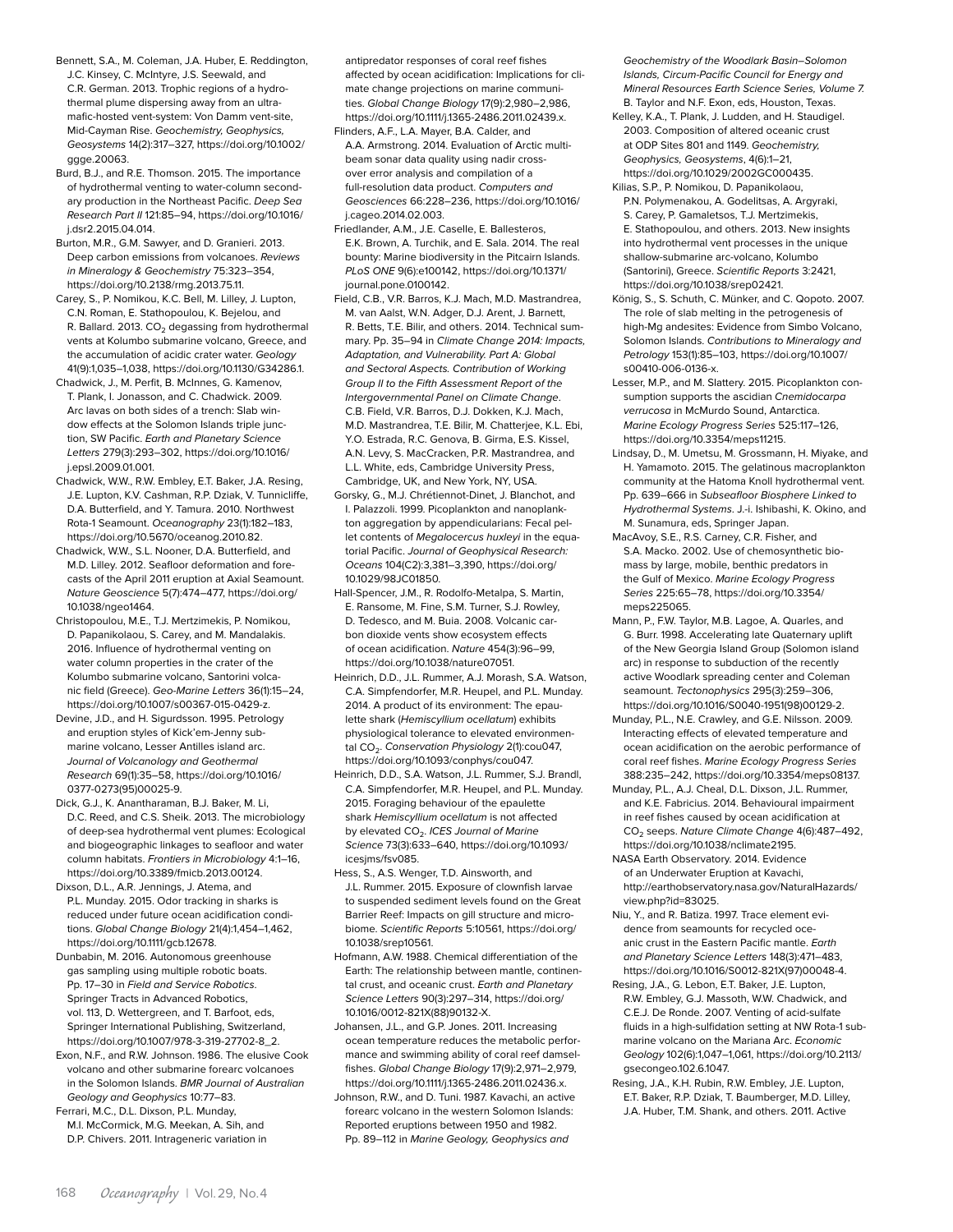Bennett, S.A., M. Coleman, J.A. Huber, E. Reddington, J.C. Kinsey, C. McIntyre, J.S. Seewald, and C.R. German. 2013. Trophic regions of a hydrothermal plume dispersing away from an ultramafic-hosted vent-system: Von Damm vent-site, Mid-Cayman Rise. *Geochemistry, Geophysics, Geosystems* 14(2):317–327, https://doi.org/10.1002/ggge.20063.

Burd, B.J., and R.E. Thomson. 2015. The importance of hydrothermal venting to water-column secondary production in the Northeast Pacific. *Deep Sea Research Part II* 121:85–94, https://doi.org/10.1016/j.dsr2.2015.04.014.

Burton, M.R., G.M. Sawyer, and D. Granieri. 2013. Deep carbon emissions from volcanoes. *Reviews in Mineralogy & Geochemistry* 75:323–354, https://doi.org/10.2138/rmg.2013.75.11.

Carey, S., P. Nomikou, K.C. Bell, M. Lilley, J. Lupton, C.N. Roman, E. Stathopoulou, K. Bejelou, and R. Ballard. 2013. $CO_2$ degassing from hydrothermal vents at Kolumbo submarine volcano, Greece, and the accumulation of acidic crater water. *Geology* 41(9):1,035–1,038, https://doi.org/10.1130/G34286.1.

Chadwick, J., M. Perfit, B. McInnes, G. Kamenov, T. Plank, I. Jonasson, and C. Chadwick. 2009. Arc lavas on both sides of a trench: Slab window effects at the Solomon Islands triple junction, SW Pacific. *Earth and Planetary Science Letters* 279(3):293–302, https://doi.org/10.1016/j.epsl.2009.01.001.

Chadwick, W.W., R.W. Embley, E.T. Baker, J.A. Resing, J.E. Lupton, K.V. Cashman, R.P. Dziak, V. Tunnicliffe, D.A. Butterfield, and Y. Tamura. 2010. Northwest Rota-1 Seamount. *Oceanography* 23(1):182–183, https://doi.org/10.5670/oceanog.2010.82.

Chadwick, W.W., S.L. Nooner, D.A. Butterfield, and M.D. Lilley. 2012. Seafloor deformation and forecasts of the April 2011 eruption at Axial Seamount. *Nature Geoscience* 5(7):474–477, https://doi.org/10.1038/ngeo1464.

Christopoulou, M.E., T.J. Mertzimekis, P. Nomikou, D. Papanikolaou, S. Carey, and M. Mandalakis. 2016. Influence of hydrothermal venting on water column properties in the crater of the Kolumbo submarine volcano, Santorini volcanic field (Greece). *Geo-Marine Letters* 36(1):15–24, https://doi.org/10.1007/s00367-015-0429-z.

Devine, J.D., and H. Sigurdsson. 1995. Petrology and eruption styles of Kick'em-Jenny submarine volcano, Lesser Antilles island arc. *Journal of Volcanology and Geothermal Research* 69(1):35–58, https://doi.org/10.1016/0377-0273(95)00025-9.

Dick, G.J., K. Anantharaman, B.J. Baker, M. Li, D.C. Reed, and C.S. Sheik. 2013. The microbiology of deep-sea hydrothermal vent plumes: Ecological and biogeographic linkages to seafloor and water column habitats. *Frontiers in Microbiology* 4:1–16, https://doi.org/10.3389/fmicb.2013.00124.

Dixson, D.L., A.R. Jennings, J. Atema, and P.L. Munday. 2015. Odor tracking in sharks is reduced under future ocean acidification conditions. *Global Change Biology* 21(4):1,454–1,462, https://doi.org/10.1111/gcb.12678.

Dunbabin, M. 2016. Autonomous greenhouse gas sampling using multiple robotic boats. Pp. 17–30 in *Field and Service Robotics*. Springer Tracts in Advanced Robotics, vol. 113, D. Wettergreen, and T. Barfoot, eds, Springer International Publishing, Switzerland, https://doi.org/10.1007/978-3-319-27702-8_2.

Exon, N.F., and R.W. Johnson. 1986. The elusive Cook volcano and other submarine forearc volcanoes in the Solomon Islands. *BMR Journal of Australian Geology and Geophysics* 10:77–83.

Ferrari, M.C., D.L. Dixson, P.L. Munday, M.I. McCormick, M.G. Meekan, A. Sih, and D.P. Chivers. 2011. Intrageneric variation in antipredator responses of coral reef fishes affected by ocean acidification: Implications for climate change projections on marine communities. *Global Change Biology* 17(9):2,980–2,986, https://doi.org/10.1111/j.1365-2486.2011.02439.x.

Flinders, A.F., L.A. Mayer, B.A. Calder, and A.A. Armstrong. 2014. Evaluation of Arctic multibeam sonar data quality using nadir crossover error analysis and compilation of a full-resolution data product. *Computers and Geosciences* 66:228–236, https://doi.org/10.1016/j.cageo.2014.02.003.

Friedlander, A.M., J.E. Caselle, E. Ballesteros, E.K. Brown, A. Turchik, and E. Sala. 2014. The real bounty: Marine biodiversity in the Pitcairn Islands. *PLoS ONE* 9(6):e100142, https://doi.org/10.1371/journal.pone.0100142.

Field, C.B., V.R. Barros, K.J. Mach, M.D. Mastrandrea, M. van Aalst, W.N. Adger, D.J. Arent, J. Barnett, R. Betts, T.E. Bilir, and others. 2014. Technical summary. Pp. 35–94 in *Climate Change 2014: Impacts, Adaptation, and Vulnerability. Part A: Global and Sectoral Aspects. Contribution of Working Group II to the Fifth Assessment Report of the Intergovernmental Panel on Climate Change*. C.B. Field, V.R. Barros, D.J. Dokken, K.J. Mach, M.D. Mastrandrea, T.E. Bilir, M. Chatterjee, K.L. Ebi, Y.O. Estrada, R.C. Genova, B. Girma, E.S. Kissel, A.N. Levy, S. MacCracken, P.R. Mastrandrea, and L.L. White, eds, Cambridge University Press, Cambridge, UK, and New York, NY, USA.

Gorsky, G., M.J. Chrétiennot-Dinet, J. Blanchot, and I. Palazzoli. 1999. Picoplankton and nanoplankton aggregation by appendicularians: Fecal pellet contents of *Megalocercus huxleyi* in the equatorial Pacific. *Journal of Geophysical Research: Oceans* 104(C2):3,381–3,390, https://doi.org/10.1029/98JC01850.

Hall-Spencer, J.M., R. Rodolfo-Metalpa, S. Martin, E. Ransome, M. Fine, S.M. Turner, S.J. Rowley, D. Tedesco, and M. Buia. 2008. Volcanic carbon dioxide vents show ecosystem effects of ocean acidification. *Nature* 454(3):96–99, https://doi.org/10.1038/nature07051.

Heinrich, D.D., J.L. Rummer, A.J. Morash, S.A. Watson, C.A. Simpfendorfer, M.R. Heupel, and P.L. Munday. 2014. A product of its environment: The epaulette shark (*Hemiscyllium ocellatum*) exhibits physiological tolerance to elevated environmental $CO_2$. *Conservation Physiology* 2(1):cou047, https://doi.org/10.1093/conphys/cou047.

Heinrich, D.D., S.A. Watson, J.L. Rummer, S.J. Brandl, C.A. Simpfendorfer, M.R. Heupel, and P.L. Munday. 2015. Foraging behaviour of the epaulette shark *Hemiscyllium ocellatum* is not affected by elevated $CO_2$. *ICES Journal of Marine Science* 73(3):633–640, https://doi.org/10.1093/icesjms/fsv085.

Hess, S., A.S. Wenger, T.D. Ainsworth, and J.L. Rummer. 2015. Exposure of clownfish larvae to suspended sediment levels found on the Great Barrier Reef: Impacts on gill structure and microbiome. *Scientific Reports* 5:10561, https://doi.org/10.1038/srep10561.

Hofmann, A.W. 1988. Chemical differentiation of the Earth: The relationship between mantle, continental crust, and oceanic crust. *Earth and Planetary Science Letters* 90(3):297–314, https://doi.org/10.1016/0012-821X(88)90132-X.

Johansen, J.L., and G.P. Jones. 2011. Increasing ocean temperature reduces the metabolic performance and swimming ability of coral reef damselfishes. *Global Change Biology* 17(9):2,971–2,979, https://doi.org/10.1111/j.1365-2486.2011.02436.x.

Johnson, R.W., and D. Tuni. 1987. Kavachi, an active forearc volcano in the western Solomon Islands: Reported eruptions between 1950 and 1982. Pp. 89–112 in *Marine Geology, Geophysics and Geochemistry of the Woodlark Basin–Solomon Islands, Circum-Pacific Council for Energy and Mineral Resources Earth Science Series, Volume 7.* B. Taylor and N.F. Exon, eds, Houston, Texas.

Kelley, K.A., T. Plank, J. Ludden, and H. Staudigel. 2003. Composition of altered oceanic crust at ODP Sites 801 and 1149. *Geochemistry, Geophysics, Geosystems*, 4(6):1–21, https://doi.org/10.1029/2002GC000435.

Kilias, S.P., P. Nomikou, D. Papanikolaou, P.N. Polymenakou, A. Godelitsas, A. Argyraki, S. Carey, P. Gamaletsos, T.J. Mertzimekis, E. Stathopoulou, and others. 2013. New insights into hydrothermal vent processes in the unique shallow-submarine arc-volcano, Kolumbo (Santorini), Greece. *Scientific Reports* 3:2421, https://doi.org/10.1038/srep02421.

König, S., S. Schuth, C. Münker, and C. Qopoto. 2007. The role of slab melting in the petrogenesis of high-Mg andesites: Evidence from Simbo Volcano, Solomon Islands. *Contributions to Mineralogy and Petrology* 153(1):85–103, https://doi.org/10.1007/s00410-006-0136-x.

Lesser, M.P., and M. Slattery. 2015. Picoplankton consumption supports the ascidian *Cnemidocarpa verrucosa* in McMurdo Sound, Antarctica. *Marine Ecology Progress Series* 525:117–126, https://doi.org/10.3354/meps11215.

Lindsay, D., M. Umetsu, M. Grossmann, H. Miyake, and H. Yamamoto. 2015. The gelatinous macroplankton community at the Hatoma Knoll hydrothermal vent. Pp. 639–666 in *Subseafloor Biosphere Linked to Hydrothermal Systems*. J.-i. Ishibashi, K. Okino, and M. Sunamura, eds, Springer Japan.

MacAvoy, S.E., R.S. Carney, C.R. Fisher, and S.A. Macko. 2002. Use of chemosynthetic biomass by large, mobile, benthic predators in the Gulf of Mexico. *Marine Ecology Progress Series* 225:65–78, https://doi.org/10.3354/meps225065.

Mann, P., F.W. Taylor, M.B. Lagoe, A. Quarles, and G. Burr. 1998. Accelerating late Quaternary uplift of the New Georgia Island Group (Solomon island arc) in response to subduction of the recently active Woodlark spreading center and Coleman seamount. *Tectonophysics* 295(3):259–306, https://doi.org/10.1016/S0040-1951(98)00129-2.

Munday, P.L., N.E. Crawley, and G.E. Nilsson. 2009. Interacting effects of elevated temperature and ocean acidification on the aerobic performance of coral reef fishes. *Marine Ecology Progress Series* 388:235–242, https://doi.org/10.3354/meps08137.

Munday, P.L., A.J. Cheal, D.L. Dixson, J.L. Rummer, and K.E. Fabricius. 2014. Behavioural impairment in reef fishes caused by ocean acidification at $CO_2$ seeps. *Nature Climate Change* 4(6):487–492, https://doi.org/10.1038/nclimate2195.

NASA Earth Observatory. 2014. Evidence of an Underwater Eruption at Kavachi, http://earthobservatory.nasa.gov/NaturalHazards/view.php?id=83025.

Niu, Y., and R. Batiza. 1997. Trace element evidence from seamounts for recycled oceanic crust in the Eastern Pacific mantle. *Earth and Planetary Science Letters* 148(3):471–483, https://doi.org/10.1016/S0012-821X(97)00048-4.

Resing, J.A., G. Lebon, E.T. Baker, J.E. Lupton, R.W. Embley, G.J. Massoth, W.W. Chadwick, and C.E.J. De Ronde. 2007. Venting of acid-sulfate fluids in a high-sulfidation setting at NW Rota-1 submarine volcano on the Mariana Arc. *Economic Geology* 102(6):1,047–1,061, https://doi.org/10.2113/gsecongeo.102.6.1047.

Resing, J.A., K.H. Rubin, R.W. Embley, J.E. Lupton, E.T. Baker, R.P. Dziak, T. Baumberger, M.D. Lilley, J.A. Huber, T.M. Shank, and others. 2011. Active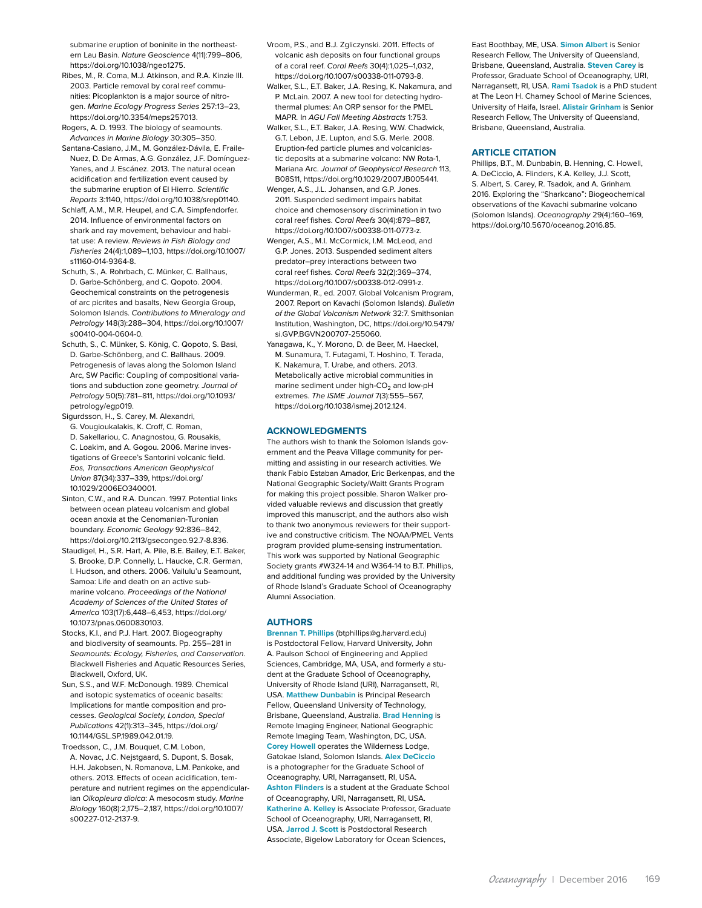submarine eruption of boninite in the northeastern Lau Basin. *Nature Geoscience* 4(11):799–806, https://doi.org/10.1038/ngeo1275.

Ribes, M., R. Coma, M.J. Atkinson, and R.A. Kinzie III. 2003. Particle removal by coral reef communities: Picoplankton is a major source of nitrogen. *Marine Ecology Progress Series* 257:13–23, https://doi.org/10.3354/meps257013.

Rogers, A. D. 1993. The biology of seamounts. *Advances in Marine Biology* 30:305–350.

Santana-Casiano, J.M., M. González-Dávila, E. Fraile-Nuez, D. De Armas, A.G. González, J.F. Domínguez-Yanes, and J. Escánez. 2013. The natural ocean acidification and fertilization event caused by the submarine eruption of El Hierro. *Scientific Reports* 3:1140, https://doi.org/10.1038/srep01140.

Schlaff, A.M., M.R. Heupel, and C.A. Simpfendorfer. 2014. Influence of environmental factors on shark and ray movement, behaviour and habitat use: A review. *Reviews in Fish Biology and Fisheries* 24(4):1,089–1,103, https://doi.org/10.1007/s11160-014-9364-8.

Schuth, S., A. Rohrbach, C. Münker, C. Ballhaus, D. Garbe-Schönberg, and C. Qopoto. 2004. Geochemical constraints on the petrogenesis of arc picrites and basalts, New Georgia Group, Solomon Islands. *Contributions to Mineralogy and Petrology* 148(3):288–304, https://doi.org/10.1007/s00410-004-0604-0.

Schuth, S., C. Münker, S. König, C. Qopoto, S. Basi, D. Garbe-Schönberg, and C. Ballhaus. 2009. Petrogenesis of lavas along the Solomon Island Arc, SW Pacific: Coupling of compositional variations and subduction zone geometry. *Journal of Petrology* 50(5):781–811, https://doi.org/10.1093/petrology/egp019.

Sigurdsson, H., S. Carey, M. Alexandri, G. Vougioukalakis, K. Croff, C. Roman, D. Sakellariou, C. Anagnostou, G. Rousakis, C. Loakim, and A. Gogou. 2006. Marine investigations of Greece's Santorini volcanic field. *Eos, Transactions American Geophysical Union* 87(34):337–339, https://doi.org/10.1029/2006EO340001.

Sinton, C.W., and R.A. Duncan. 1997. Potential links between ocean plateau volcanism and global ocean anoxia at the Cenomanian-Turonian boundary. *Economic Geology* 92:836–842, https://doi.org/10.2113/gsecongeo.92.7-8.836.

Staudigel, H., S.R. Hart, A. Pile, B.E. Bailey, E.T. Baker, S. Brooke, D.P. Connelly, L. Haucke, C.R. German, I. Hudson, and others. 2006. Vailulu'u Seamount, Samoa: Life and death on an active submarine volcano. *Proceedings of the National Academy of Sciences of the United States of America* 103(17):6,448–6,453, https://doi.org/10.1073/pnas.0600830103.

Stocks, K.I., and P.J. Hart. 2007. Biogeography and biodiversity of seamounts. Pp. 255–281 in *Seamounts: Ecology, Fisheries, and Conservation*. Blackwell Fisheries and Aquatic Resources Series, Blackwell, Oxford, UK.

Sun, S.S., and W.F. McDonough. 1989. Chemical and isotopic systematics of oceanic basalts: Implications for mantle composition and processes. *Geological Society, London, Special Publications* 42(1):313–345, https://doi.org/10.1144/GSL.SP.1989.042.01.19.

Troedsson, C., J.M. Bouquet, C.M. Lobon, A. Novac, J.C. Nejstgaard, S. Dupont, S. Bosak, H.H. Jakobsen, N. Romanova, L.M. Pankoke, and others. 2013. Effects of ocean acidification, temperature and nutrient regimes on the appendicularian *Oikopleura dioica*: A mesocosm study. *Marine Biology* 160(8):2,175–2,187, https://doi.org/10.1007/s00227-012-2137-9.

Vroom, P.S., and B.J. Zgliczynski. 2011. Effects of volcanic ash deposits on four functional groups of a coral reef. *Coral Reefs* 30(4):1,025–1,032, https://doi.org/10.1007/s00338-011-0793-8.

Walker, S.L., E.T. Baker, J.A. Resing, K. Nakamura, and P. McLain. 2007. A new tool for detecting hydrothermal plumes: An ORP sensor for the PMEL MAPR. In *AGU Fall Meeting Abstracts* 1:753.

Walker, S.L., E.T. Baker, J.A. Resing, W.W. Chadwick, G.T. Lebon, J.E. Lupton, and S.G. Merle. 2008. Eruption-fed particle plumes and volcaniclastic deposits at a submarine volcano: NW Rota-1, Mariana Arc. *Journal of Geophysical Research* 113, B08S11, https://doi.org/10.1029/2007JB005441.

Wenger, A.S., J.L. Johansen, and G.P. Jones. 2011. Suspended sediment impairs habitat choice and chemosensory discrimination in two coral reef fishes. *Coral Reefs* 30(4):879–887, https://doi.org/10.1007/s00338-011-0773-z.

Wenger, A.S., M.I. McCormick, I.M. McLeod, and G.P. Jones. 2013. Suspended sediment alters predator–prey interactions between two coral reef fishes. *Coral Reefs* 32(2):369–374, https://doi.org/10.1007/s00338-012-0991-z.

Wunderman, R., ed. 2007. Global Volcanism Program, 2007. Report on Kavachi (Solomon Islands). *Bulletin of the Global Volcanism Network* 32:7. Smithsonian Institution, Washington, DC, https://doi.org/10.5479/si.GVP.BGVN200707-255060.

Yanagawa, K., Y. Morono, D. de Beer, M. Haeckel, M. Sunamura, T. Futagami, T. Hoshino, T. Terada, K. Nakamura, T. Urabe, and others. 2013. Metabolically active microbial communities in marine sediment under high-$CO_2$ and low-pH extremes. *The ISME Journal* 7(3):555–567, https://doi.org/10.1038/ismej.2012.124.

## ACKNOWLEDGMENTS

The authors wish to thank the Solomon Islands government and the Peava Village community for permitting and assisting in our research activities. We thank Fabio Estaban Amador, Eric Berkenpas, and the National Geographic Society/Waitt Grants Program for making this project possible. Sharon Walker provided valuable reviews and discussion that greatly improved this manuscript, and the authors also wish to thank two anonymous reviewers for their supportive and constructive criticism. The NOAA/PMEL Vents program provided plume-sensing instrumentation. This work was supported by National Geographic Society grants #W324-14 and W364-14 to B.T. Phillips, and additional funding was provided by the University of Rhode Island's Graduate School of Oceanography Alumni Association.

## AUTHORS

**Brennan T. Phillips** (btphillips@g.harvard.edu) is Postdoctoral Fellow, Harvard University, John A. Paulson School of Engineering and Applied Sciences, Cambridge, MA, USA, and formerly a student at the Graduate School of Oceanography, University of Rhode Island (URI), Narragansett, RI, USA. **Matthew Dunbabin** is Principal Research Fellow, Queensland University of Technology, Brisbane, Queensland, Australia. **Brad Henning** is Remote Imaging Engineer, National Geographic Remote Imaging Team, Washington, DC, USA. **Corey Howell** operates the Wilderness Lodge, Gatokae Island, Solomon Islands. **Alex DeCiccio** is a photographer for the Graduate School of Oceanography, URI, Narragansett, RI, USA. **Ashton Flinders** is a student at the Graduate School of Oceanography, URI, Narragansett, RI, USA. **Katherine A. Kelley** is Associate Professor, Graduate School of Oceanography, URI, Narragansett, RI, USA. **Jarrod J. Scott** is Postdoctoral Research Associate, Bigelow Laboratory for Ocean Sciences, East Boothbay, ME, USA. **Simon Albert** is Senior Research Fellow, The University of Queensland, Brisbane, Queensland, Australia. **Steven Carey** is Professor, Graduate School of Oceanography, URI, Narragansett, RI, USA. **Rami Tsadok** is a PhD student at The Leon H. Charney School of Marine Sciences, University of Haifa, Israel. **Alistair Grinham** is Senior Research Fellow, The University of Queensland, Brisbane, Queensland, Australia.

## ARTICLE CITATION

Phillips, B.T., M. Dunbabin, B. Henning, C. Howell, A. DeCiccio, A. Flinders, K.A. Kelley, J.J. Scott, S. Albert, S. Carey, R. Tsadok, and A. Grinham. 2016. Exploring the "Sharkcano": Biogeochemical observations of the Kavachi submarine volcano (Solomon Islands). *Oceanography* 29(4):160–169, https://doi.org/10.5670/oceanog.2016.85.